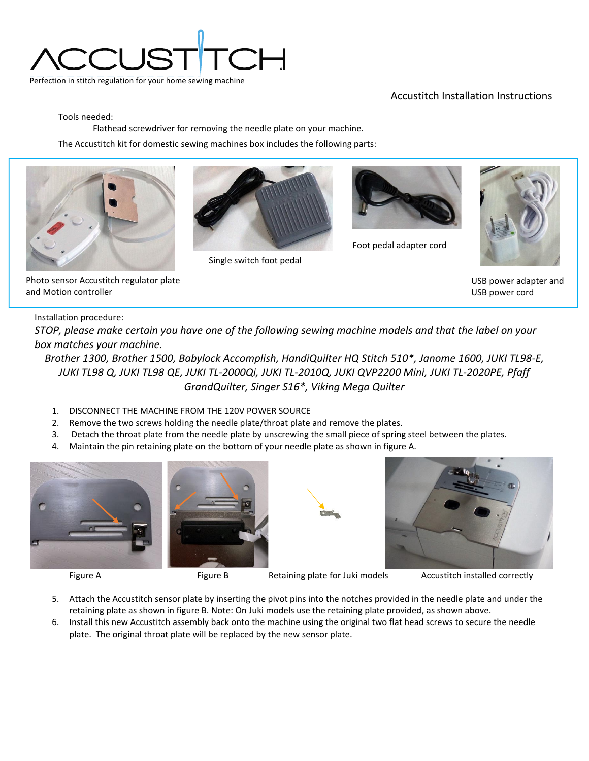# ACCUSTITCH

Perfection in stitch regulation for your home sewing machine

## Accustitch Installation Instructions

Tools needed:

Flathead screwdriver for removing the needle plate on your machine.

The Accustitch kit for domestic sewing machines box includes the following parts:

Photo sensor Accustitch regulator plate and Motion controller

Single switch foot pedal

Foot pedal adapter cord

USB power adapter and USB power cord

Installation procedure:

*STOP, please make certain you have one of the following sewing machine models and that the label on your box matches your machine.*

*Brother 1300, Brother 1500, Babylock Accomplish, HandiQuilter HQ Stitch 510*, Janome 1600, JUKI TL98-E, JUKI TL98 Q, JUKI TL98 QE, JUKI TL-2000Qi, JUKI TL-2010Q, JUKI QVP2200 Mini, JUKI TL-2020PE, Pfaff GrandQuilter, Singer S16*, Viking Mega Quilter*

1. DISCONNECT THE MACHINE FROM THE 120V POWER SOURCE
2. Remove the two screws holding the needle plate/throat plate and remove the plates.
3. Detach the throat plate from the needle plate by unscrewing the small piece of spring steel between the plates.
4. Maintain the pin retaining plate on the bottom of your needle plate as shown in figure A.

Figure A

Figure B

Retaining plate for Juki models

Accustitch installed correctly

5. Attach the Accustitch sensor plate by inserting the pivot pins into the notches provided in the needle plate and under the retaining plate as shown in figure B. Note: On Juki models use the retaining plate provided, as shown above.
6. Install this new Accustitch assembly back onto the machine using the original two flat head screws to secure the needle plate. The original throat plate will be replaced by the new sensor plate.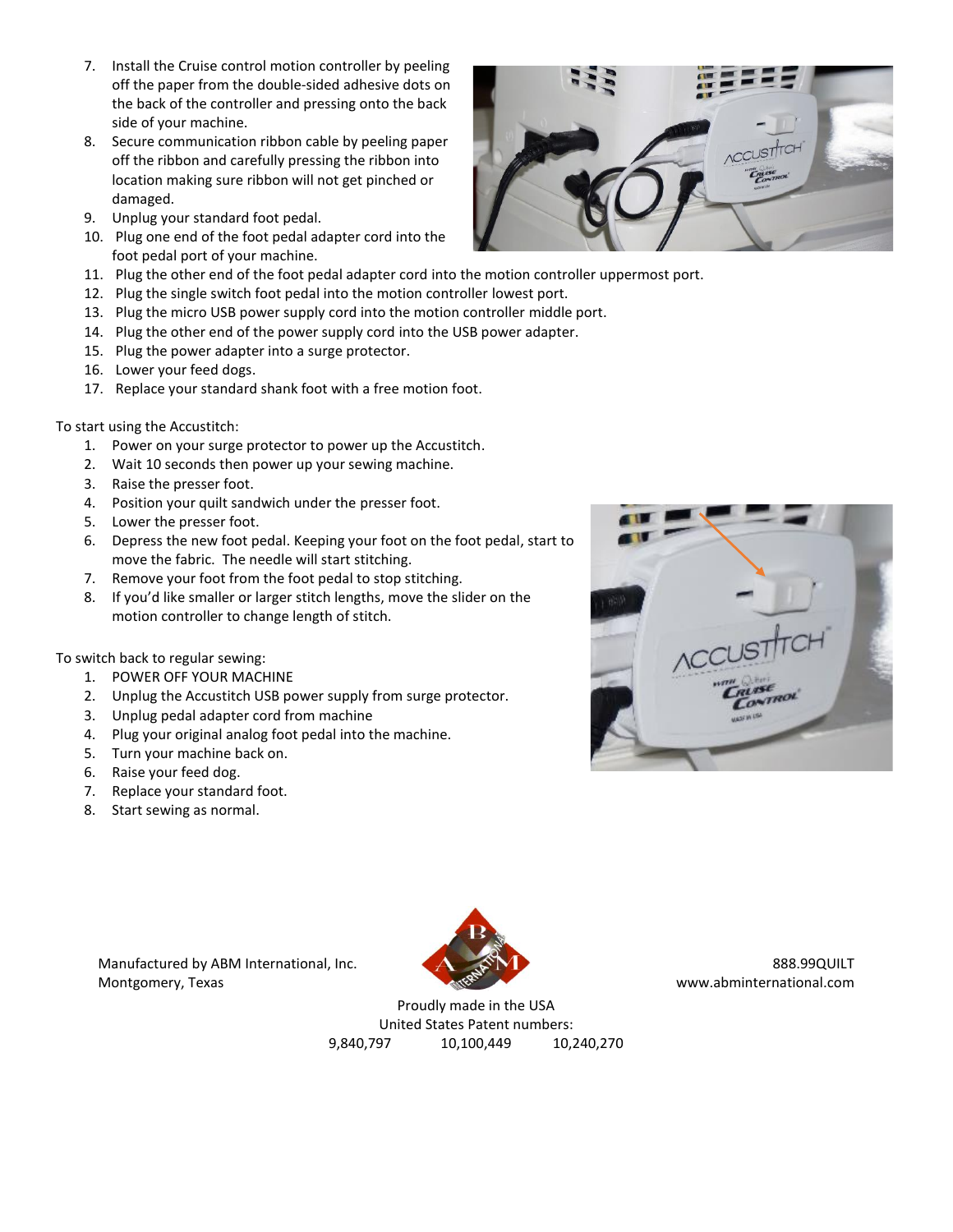7. Install the Cruise control motion controller by peeling off the paper from the double-sided adhesive dots on the back of the controller and pressing onto the back side of your machine.
8. Secure communication ribbon cable by peeling paper off the ribbon and carefully pressing the ribbon into location making sure ribbon will not get pinched or damaged.
9. Unplug your standard foot pedal.
10. Plug one end of the foot pedal adapter cord into the foot pedal port of your machine.
11. Plug the other end of the foot pedal adapter cord into the motion controller uppermost port.
12. Plug the single switch foot pedal into the motion controller lowest port.
13. Plug the micro USB power supply cord into the motion controller middle port.
14. Plug the other end of the power supply cord into the USB power adapter.
15. Plug the power adapter into a surge protector.
16. Lower your feed dogs.
17. Replace your standard shank foot with a free motion foot.

To start using the Accustitch:

1. Power on your surge protector to power up the Accustitch.
2. Wait 10 seconds then power up your sewing machine.
3. Raise the presser foot.
4. Position your quilt sandwich under the presser foot.
5. Lower the presser foot.
6. Depress the new foot pedal. Keeping your foot on the foot pedal, start to move the fabric. The needle will start stitching.
7. Remove your foot from the foot pedal to stop stitching.
8. If you'd like smaller or larger stitch lengths, move the slider on the motion controller to change length of stitch.

To switch back to regular sewing:

1. POWER OFF YOUR MACHINE
2. Unplug the Accustitch USB power supply from surge protector.
3. Unplug pedal adapter cord from machine
4. Plug your original analog foot pedal into the machine.
5. Turn your machine back on.
6. Raise your feed dog.
7. Replace your standard foot.
8. Start sewing as normal.

Manufactured by ABM International, Inc.
Montgomery, Texas

888.99QUILT
www.abminternational.com

Proudly made in the USA
United States Patent numbers:
9,840,797    10,100,449    10,240,270